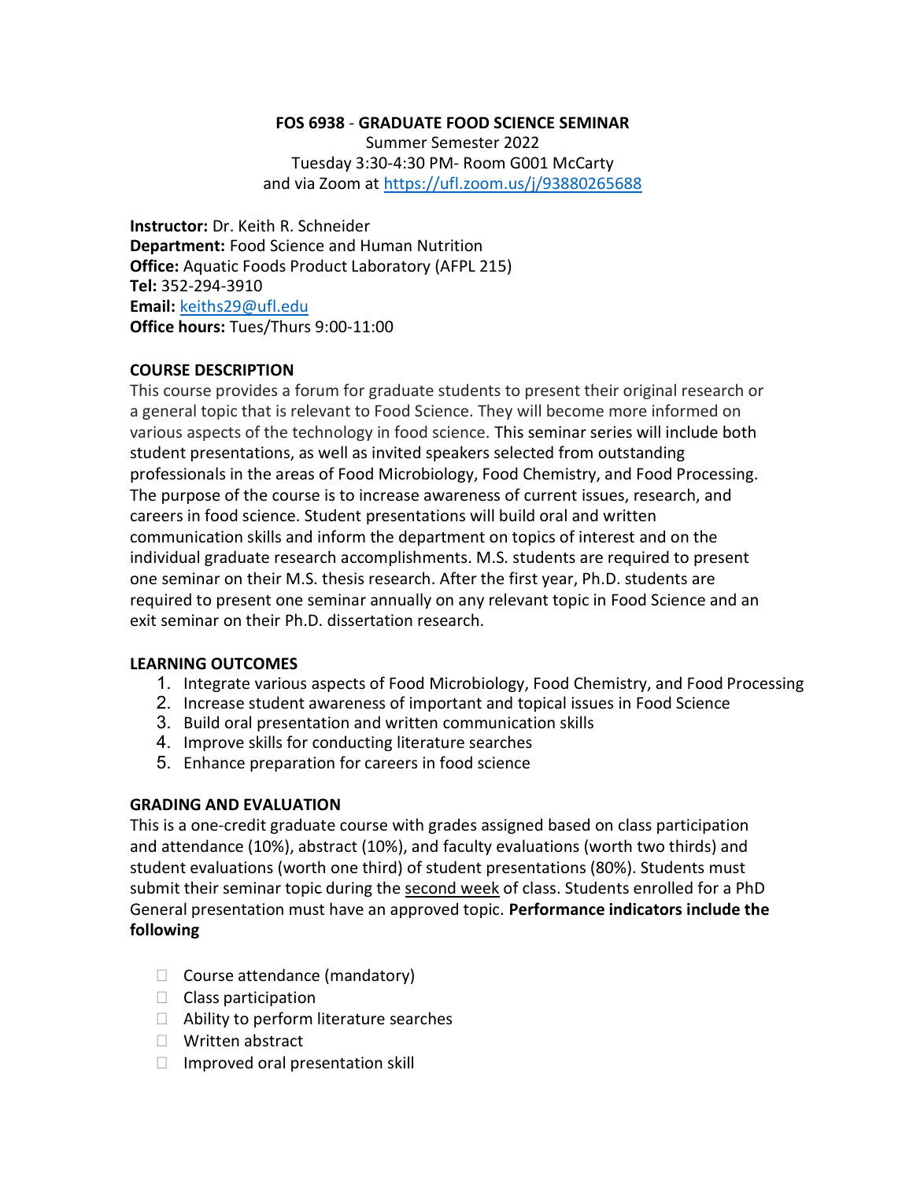**FOS 6938 - GRADUATE FOOD SCIENCE SEMINAR**

Summer Semester 2022

Tuesday 3:30-4:30 PM- Room G001 McCarty

and via Zoom at https://ufl.zoom.us/j/93880265688

**Instructor:** Dr. Keith R. Schneider

**Department:** Food Science and Human Nutrition

**Office:** Aquatic Foods Product Laboratory (AFPL 215)

**Tel:** 352-294-3910

**Email:** keiths29@ufl.edu

**Office hours:** Tues/Thurs 9:00-11:00

## COURSE DESCRIPTION

This course provides a forum for graduate students to present their original research or a general topic that is relevant to Food Science. They will become more informed on various aspects of the technology in food science. This seminar series will include both student presentations, as well as invited speakers selected from outstanding professionals in the areas of Food Microbiology, Food Chemistry, and Food Processing. The purpose of the course is to increase awareness of current issues, research, and careers in food science. Student presentations will build oral and written communication skills and inform the department on topics of interest and on the individual graduate research accomplishments. M.S. students are required to present one seminar on their M.S. thesis research. After the first year, Ph.D. students are required to present one seminar annually on any relevant topic in Food Science and an exit seminar on their Ph.D. dissertation research.

## LEARNING OUTCOMES

1. Integrate various aspects of Food Microbiology, Food Chemistry, and Food Processing
2. Increase student awareness of important and topical issues in Food Science
3. Build oral presentation and written communication skills
4. Improve skills for conducting literature searches
5. Enhance preparation for careers in food science

## GRADING AND EVALUATION

This is a one-credit graduate course with grades assigned based on class participation and attendance (10%), abstract (10%), and faculty evaluations (worth two thirds) and student evaluations (worth one third) of student presentations (80%). Students must submit their seminar topic during the second week of class. Students enrolled for a PhD General presentation must have an approved topic. **Performance indicators include the following**

- Course attendance (mandatory)
- Class participation
- Ability to perform literature searches
- Written abstract
- Improved oral presentation skill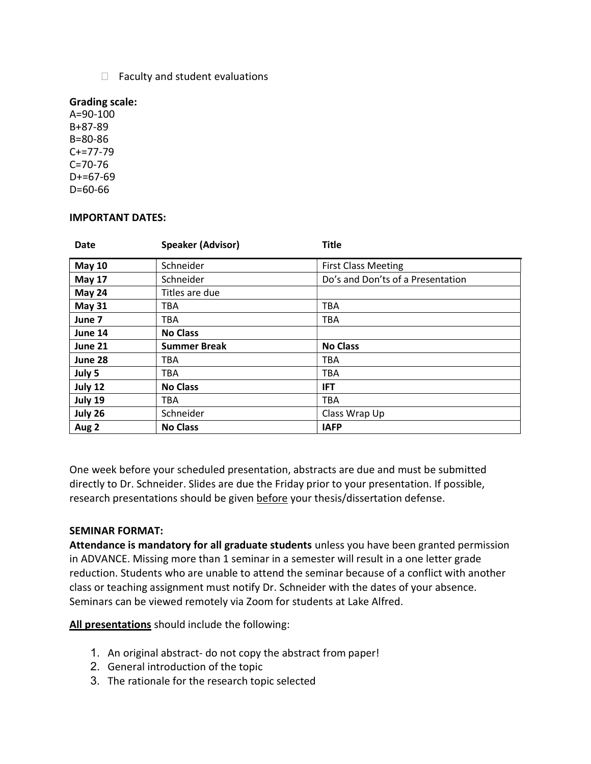- Faculty and student evaluations

**Grading scale:**
A=90-100
B+87-89
B=80-86
C+=77-79
C=70-76
D+=67-69
D=60-66

**IMPORTANT DATES:**

| Date | Speaker (Advisor) | Title |
|---|---|---|
| **May 10** | Schneider | First Class Meeting |
| **May 17** | Schneider | Do's and Don'ts of a Presentation |
| **May 24** | Titles are due | |
| **May 31** | TBA | TBA |
| **June 7** | TBA | TBA |
| **June 14** | **No Class** | |
| **June 21** | **Summer Break** | **No Class** |
| **June 28** | TBA | TBA |
| **July 5** | TBA | TBA |
| **July 12** | **No Class** | **IFT** |
| **July 19** | TBA | TBA |
| **July 26** | Schneider | Class Wrap Up |
| **Aug 2** | **No Class** | **IAFP** |

One week before your scheduled presentation, abstracts are due and must be submitted directly to Dr. Schneider. Slides are due the Friday prior to your presentation. If possible, research presentations should be given <u>before</u> your thesis/dissertation defense.

**SEMINAR FORMAT:**
**Attendance is mandatory for all graduate students** unless you have been granted permission in ADVANCE. Missing more than 1 seminar in a semester will result in a one letter grade reduction. Students who are unable to attend the seminar because of a conflict with another class or teaching assignment must notify Dr. Schneider with the dates of your absence. Seminars can be viewed remotely via Zoom for students at Lake Alfred.

<u>**All presentations**</u> should include the following:

1. An original abstract- do not copy the abstract from paper!
2. General introduction of the topic
3. The rationale for the research topic selected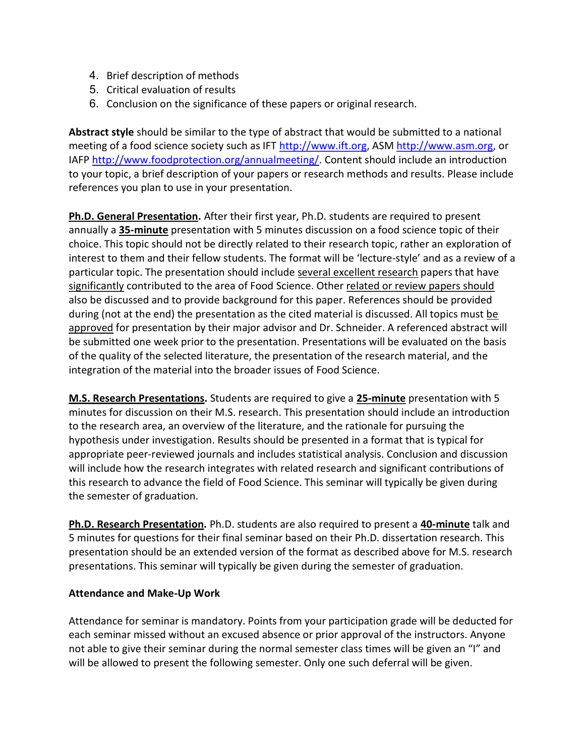4. Brief description of methods
5. Critical evaluation of results
6. Conclusion on the significance of these papers or original research.

**Abstract style** should be similar to the type of abstract that would be submitted to a national meeting of a food science society such as IFT http://www.ift.org, ASM http://www.asm.org, or IAFP http://www.foodprotection.org/annualmeeting/. Content should include an introduction to your topic, a brief description of your papers or research methods and results. Please include references you plan to use in your presentation.

**Ph.D. General Presentation.** After their first year, Ph.D. students are required to present annually a **35-minute** presentation with 5 minutes discussion on a food science topic of their choice. This topic should not be directly related to their research topic, rather an exploration of interest to them and their fellow students. The format will be 'lecture-style' and as a review of a particular topic. The presentation should include several excellent research papers that have significantly contributed to the area of Food Science. Other related or review papers should also be discussed and to provide background for this paper. References should be provided during (not at the end) the presentation as the cited material is discussed. All topics must be approved for presentation by their major advisor and Dr. Schneider. A referenced abstract will be submitted one week prior to the presentation. Presentations will be evaluated on the basis of the quality of the selected literature, the presentation of the research material, and the integration of the material into the broader issues of Food Science.

**M.S. Research Presentations.** Students are required to give a **25-minute** presentation with 5 minutes for discussion on their M.S. research. This presentation should include an introduction to the research area, an overview of the literature, and the rationale for pursuing the hypothesis under investigation. Results should be presented in a format that is typical for appropriate peer-reviewed journals and includes statistical analysis. Conclusion and discussion will include how the research integrates with related research and significant contributions of this research to advance the field of Food Science. This seminar will typically be given during the semester of graduation.

**Ph.D. Research Presentation.** Ph.D. students are also required to present a **40-minute** talk and 5 minutes for questions for their final seminar based on their Ph.D. dissertation research. This presentation should be an extended version of the format as described above for M.S. research presentations. This seminar will typically be given during the semester of graduation.

**Attendance and Make-Up Work**

Attendance for seminar is mandatory. Points from your participation grade will be deducted for each seminar missed without an excused absence or prior approval of the instructors. Anyone not able to give their seminar during the normal semester class times will be given an "I" and will be allowed to present the following semester. Only one such deferral will be given.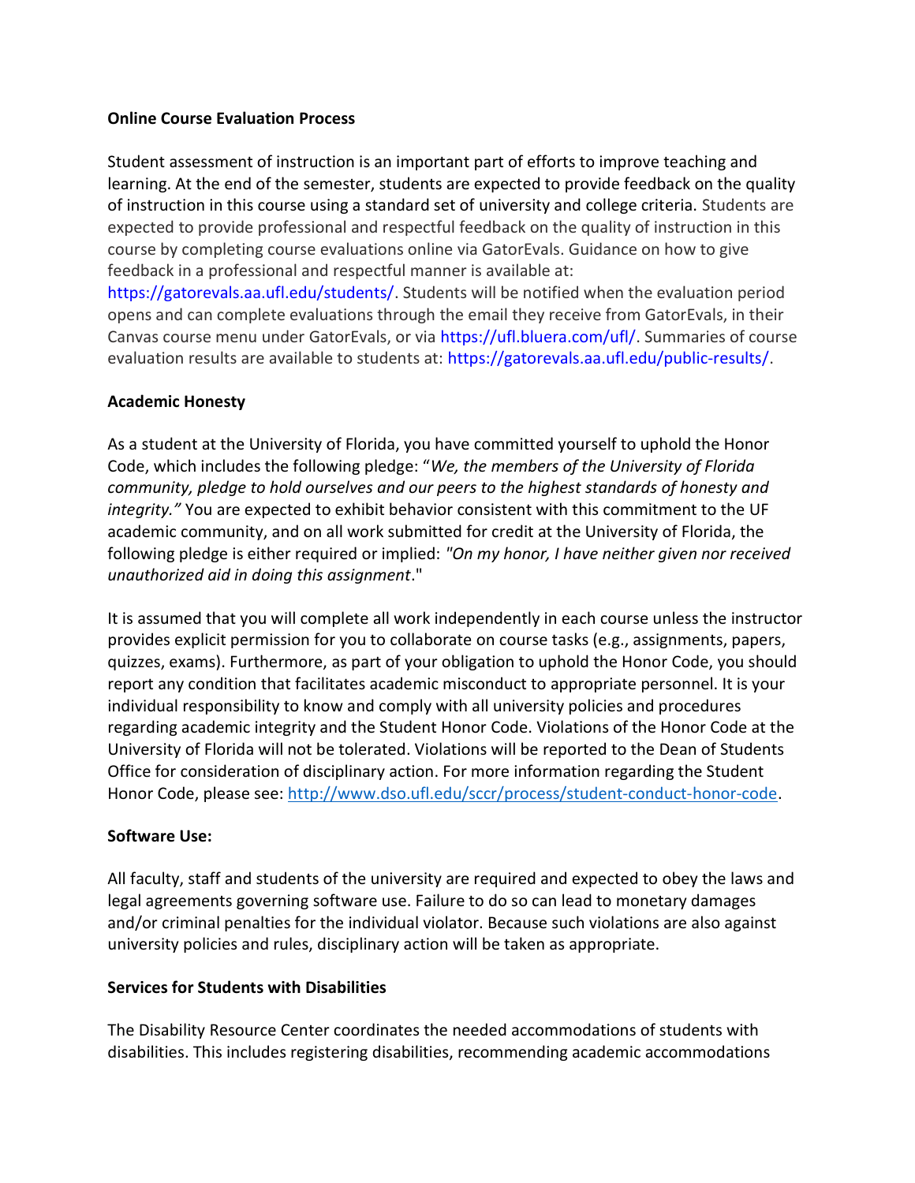**Online Course Evaluation Process**

Student assessment of instruction is an important part of efforts to improve teaching and learning. At the end of the semester, students are expected to provide feedback on the quality of instruction in this course using a standard set of university and college criteria. Students are expected to provide professional and respectful feedback on the quality of instruction in this course by completing course evaluations online via GatorEvals. Guidance on how to give feedback in a professional and respectful manner is available at: https://gatorevals.aa.ufl.edu/students/. Students will be notified when the evaluation period opens and can complete evaluations through the email they receive from GatorEvals, in their Canvas course menu under GatorEvals, or via https://ufl.bluera.com/ufl/. Summaries of course evaluation results are available to students at: https://gatorevals.aa.ufl.edu/public-results/.

**Academic Honesty**

As a student at the University of Florida, you have committed yourself to uphold the Honor Code, which includes the following pledge: "*We, the members of the University of Florida community, pledge to hold ourselves and our peers to the highest standards of honesty and integrity."* You are expected to exhibit behavior consistent with this commitment to the UF academic community, and on all work submitted for credit at the University of Florida, the following pledge is either required or implied: *"On my honor, I have neither given nor received unauthorized aid in doing this assignment*."

It is assumed that you will complete all work independently in each course unless the instructor provides explicit permission for you to collaborate on course tasks (e.g., assignments, papers, quizzes, exams). Furthermore, as part of your obligation to uphold the Honor Code, you should report any condition that facilitates academic misconduct to appropriate personnel. It is your individual responsibility to know and comply with all university policies and procedures regarding academic integrity and the Student Honor Code. Violations of the Honor Code at the University of Florida will not be tolerated. Violations will be reported to the Dean of Students Office for consideration of disciplinary action. For more information regarding the Student Honor Code, please see: http://www.dso.ufl.edu/sccr/process/student-conduct-honor-code.

**Software Use:**

All faculty, staff and students of the university are required and expected to obey the laws and legal agreements governing software use. Failure to do so can lead to monetary damages and/or criminal penalties for the individual violator. Because such violations are also against university policies and rules, disciplinary action will be taken as appropriate.

**Services for Students with Disabilities**

The Disability Resource Center coordinates the needed accommodations of students with disabilities. This includes registering disabilities, recommending academic accommodations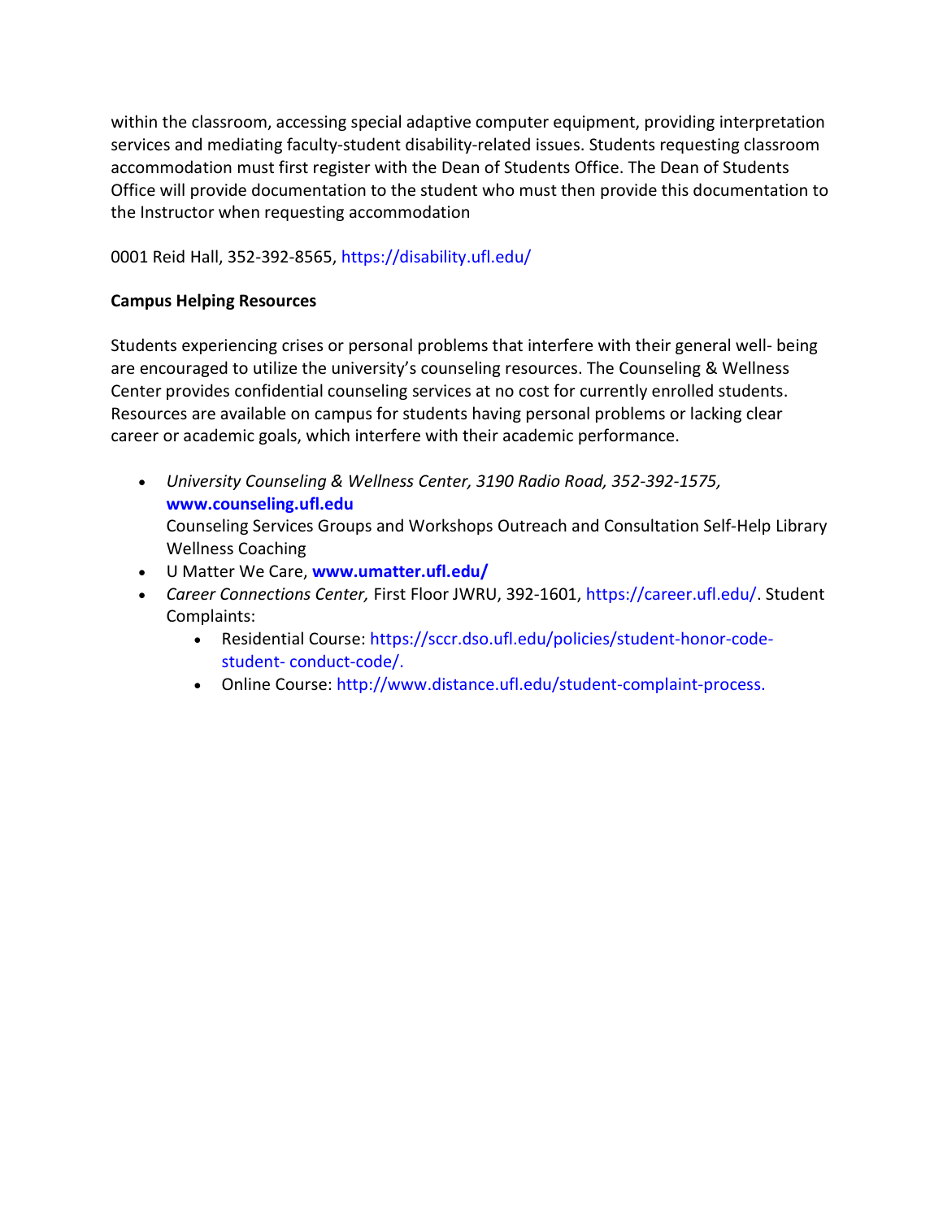within the classroom, accessing special adaptive computer equipment, providing interpretation services and mediating faculty-student disability-related issues. Students requesting classroom accommodation must first register with the Dean of Students Office. The Dean of Students Office will provide documentation to the student who must then provide this documentation to the Instructor when requesting accommodation

0001 Reid Hall, 352-392-8565, https://disability.ufl.edu/

**Campus Helping Resources**

Students experiencing crises or personal problems that interfere with their general well- being are encouraged to utilize the university's counseling resources. The Counseling & Wellness Center provides confidential counseling services at no cost for currently enrolled students. Resources are available on campus for students having personal problems or lacking clear career or academic goals, which interfere with their academic performance.

- *University Counseling & Wellness Center, 3190 Radio Road, 352-392-1575,* **www.counseling.ufl.edu**
  Counseling Services Groups and Workshops Outreach and Consultation Self-Help Library Wellness Coaching
- U Matter We Care, **www.umatter.ufl.edu/**
- *Career Connections Center,* First Floor JWRU, 392-1601, https://career.ufl.edu/. Student Complaints:
  - Residential Course: https://sccr.dso.ufl.edu/policies/student-honor-code-student- conduct-code/.
  - Online Course: http://www.distance.ufl.edu/student-complaint-process.